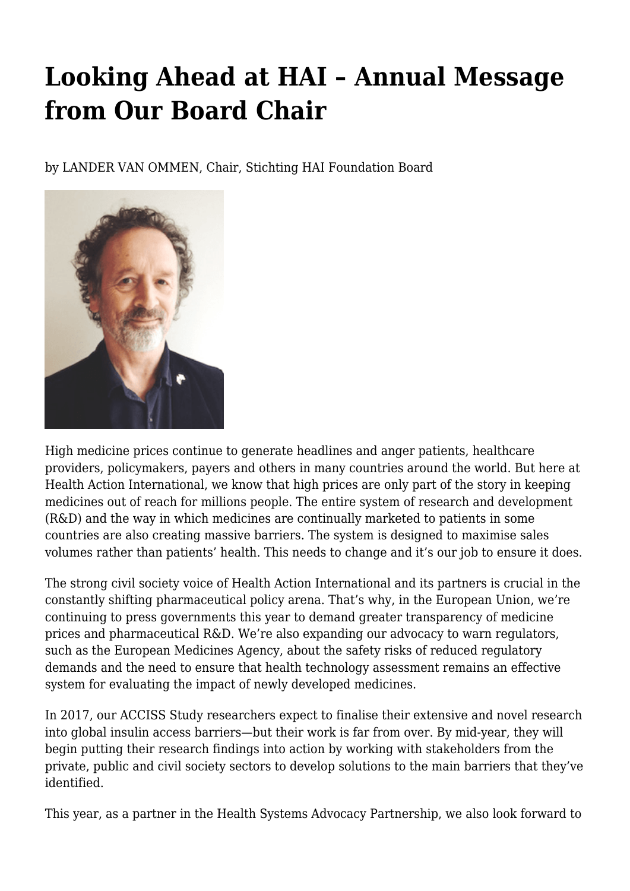# Looking Ahead at HAI – Annual Message from Our Board Chair

by LANDER VAN OMMEN, Chair, Stichting HAI Foundation Board

High medicine prices continue to generate headlines and anger patients, healthcare providers, policymakers, payers and others in many countries around the world. But here at Health Action International, we know that high prices are only part of the story in keeping medicines out of reach for millions people. The entire system of research and development (R&D) and the way in which medicines are continually marketed to patients in some countries are also creating massive barriers. The system is designed to maximise sales volumes rather than patients' health. This needs to change and it's our job to ensure it does.

The strong civil society voice of Health Action International and its partners is crucial in the constantly shifting pharmaceutical policy arena. That's why, in the European Union, we're continuing to press governments this year to demand greater transparency of medicine prices and pharmaceutical R&D. We're also expanding our advocacy to warn regulators, such as the European Medicines Agency, about the safety risks of reduced regulatory demands and the need to ensure that health technology assessment remains an effective system for evaluating the impact of newly developed medicines.

In 2017, our ACCISS Study researchers expect to finalise their extensive and novel research into global insulin access barriers—but their work is far from over. By mid-year, they will begin putting their research findings into action by working with stakeholders from the private, public and civil society sectors to develop solutions to the main barriers that they've identified.

This year, as a partner in the Health Systems Advocacy Partnership, we also look forward to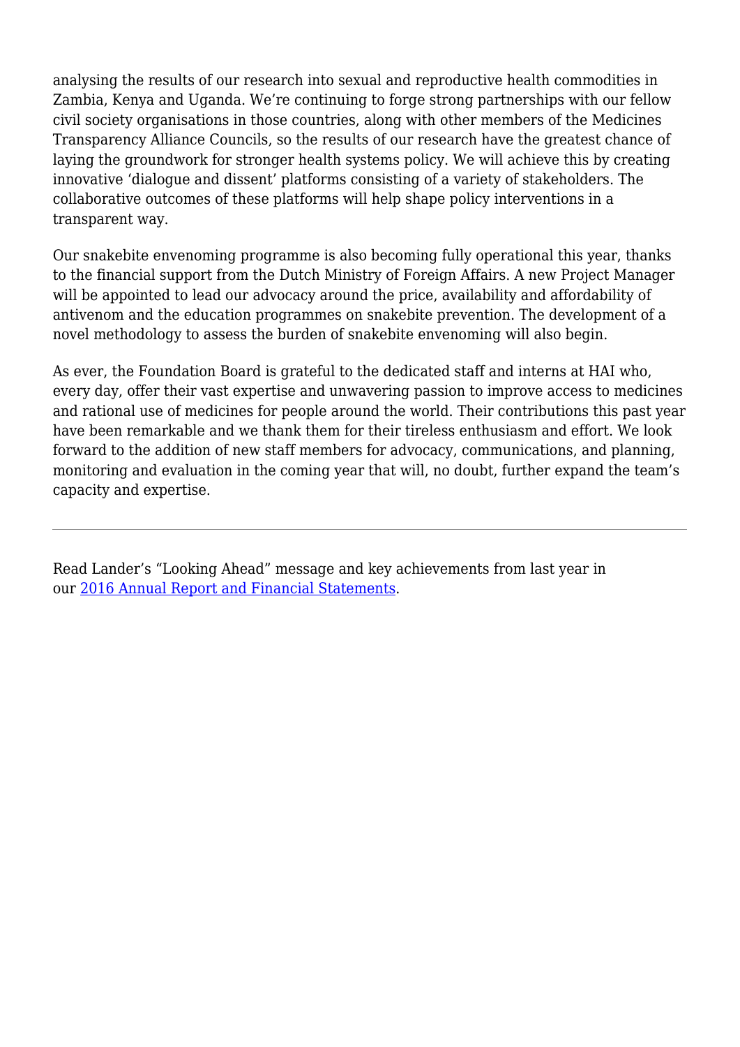analysing the results of our research into sexual and reproductive health commodities in Zambia, Kenya and Uganda. We're continuing to forge strong partnerships with our fellow civil society organisations in those countries, along with other members of the Medicines Transparency Alliance Councils, so the results of our research have the greatest chance of laying the groundwork for stronger health systems policy. We will achieve this by creating innovative 'dialogue and dissent' platforms consisting of a variety of stakeholders. The collaborative outcomes of these platforms will help shape policy interventions in a transparent way.

Our snakebite envenoming programme is also becoming fully operational this year, thanks to the financial support from the Dutch Ministry of Foreign Affairs. A new Project Manager will be appointed to lead our advocacy around the price, availability and affordability of antivenom and the education programmes on snakebite prevention. The development of a novel methodology to assess the burden of snakebite envenoming will also begin.

As ever, the Foundation Board is grateful to the dedicated staff and interns at HAI who, every day, offer their vast expertise and unwavering passion to improve access to medicines and rational use of medicines for people around the world. Their contributions this past year have been remarkable and we thank them for their tireless enthusiasm and effort. We look forward to the addition of new staff members for advocacy, communications, and planning, monitoring and evaluation in the coming year that will, no doubt, further expand the team's capacity and expertise.

---

Read Lander's "Looking Ahead" message and key achievements from last year in our [2016 Annual Report and Financial Statements](#).